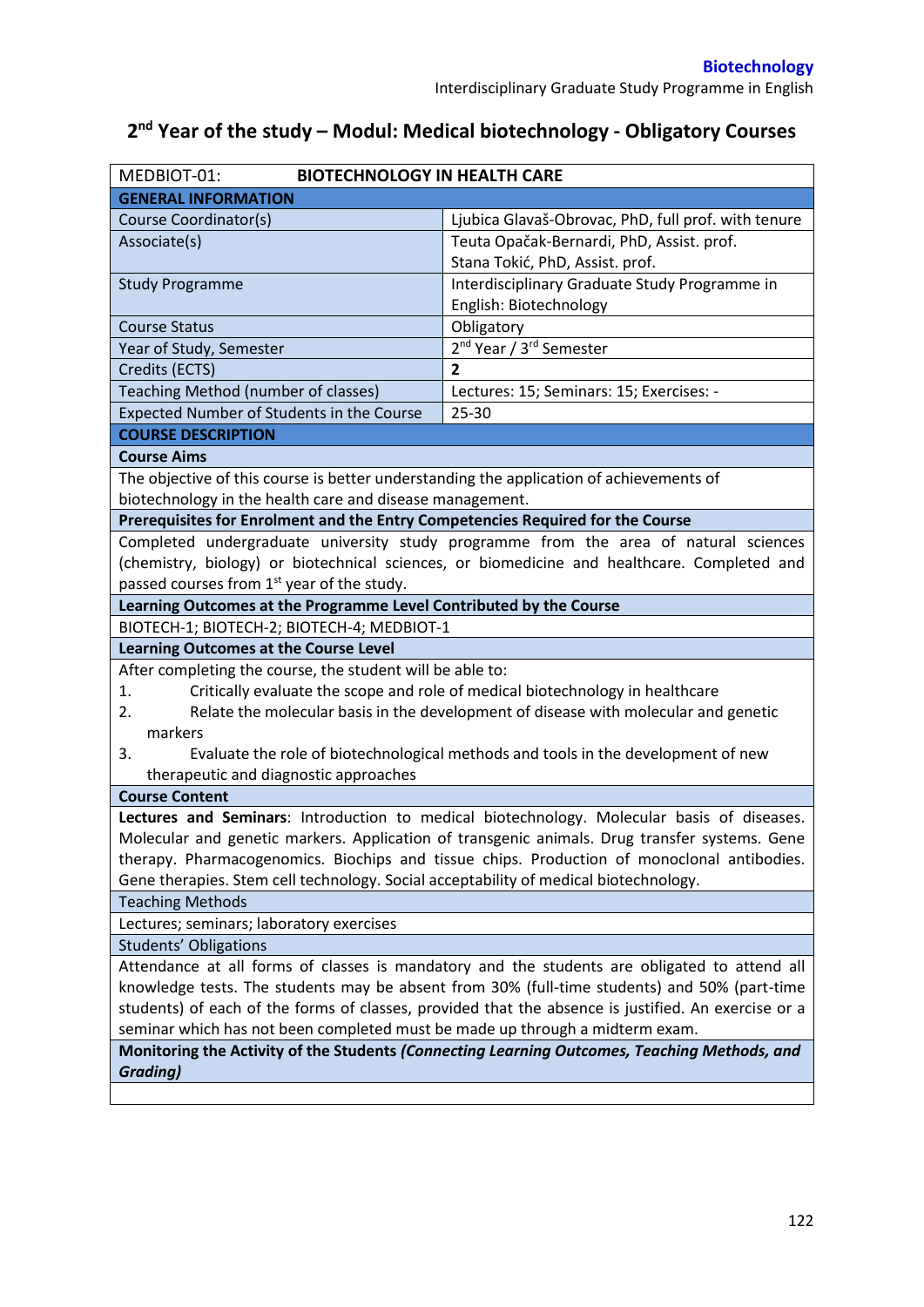# 2nd Year of the study – Modul: Medical biotechnology - Obligatory Courses

| MEDBIOT-01: **BIOTECHNOLOGY IN HEALTH CARE** | |
|---|---|
| **GENERAL INFORMATION** | |
| Course Coordinator(s) | Ljubica Glavaš-Obrovac, PhD, full prof. with tenure |
| Associate(s) | Teuta Opačak-Bernardi, PhD, Assist. prof.<br>Stana Tokić, PhD, Assist. prof. |
| Study Programme | Interdisciplinary Graduate Study Programme in English: Biotechnology |
| Course Status | Obligatory |
| Year of Study, Semester | 2nd Year / 3rd Semester |
| Credits (ECTS) | **2** |
| Teaching Method (number of classes) | Lectures: 15; Seminars: 15; Exercises: - |
| Expected Number of Students in the Course | 25-30 |
| **COURSE DESCRIPTION** | |
| **Course Aims** | |
| The objective of this course is better understanding the application of achievements of biotechnology in the health care and disease management. | |
| **Prerequisites for Enrolment and the Entry Competencies Required for the Course** | |
| Completed undergraduate university study programme from the area of natural sciences (chemistry, biology) or biotechnical sciences, or biomedicine and healthcare. Completed and passed courses from 1st year of the study. | |
| **Learning Outcomes at the Programme Level Contributed by the Course** | |
| BIOTECH-1; BIOTECH-2; BIOTECH-4; MEDBIOT-1 | |
| **Learning Outcomes at the Course Level** | |
| After completing the course, the student will be able to:<br>1. Critically evaluate the scope and role of medical biotechnology in healthcare<br>2. Relate the molecular basis in the development of disease with molecular and genetic markers<br>3. Evaluate the role of biotechnological methods and tools in the development of new therapeutic and diagnostic approaches | |
| **Course Content** | |
| **Lectures and Seminars**: Introduction to medical biotechnology. Molecular basis of diseases. Molecular and genetic markers. Application of transgenic animals. Drug transfer systems. Gene therapy. Pharmacogenomics. Biochips and tissue chips. Production of monoclonal antibodies. Gene therapies. Stem cell technology. Social acceptability of medical biotechnology. | |
| Teaching Methods | |
| Lectures; seminars; laboratory exercises | |
| Students' Obligations | |
| Attendance at all forms of classes is mandatory and the students are obligated to attend all knowledge tests. The students may be absent from 30% (full-time students) and 50% (part-time students) of each of the forms of classes, provided that the absence is justified. An exercise or a seminar which has not been completed must be made up through a midterm exam. | |
| **Monitoring the Activity of the Students *(Connecting Learning Outcomes, Teaching Methods, and Grading)*** | |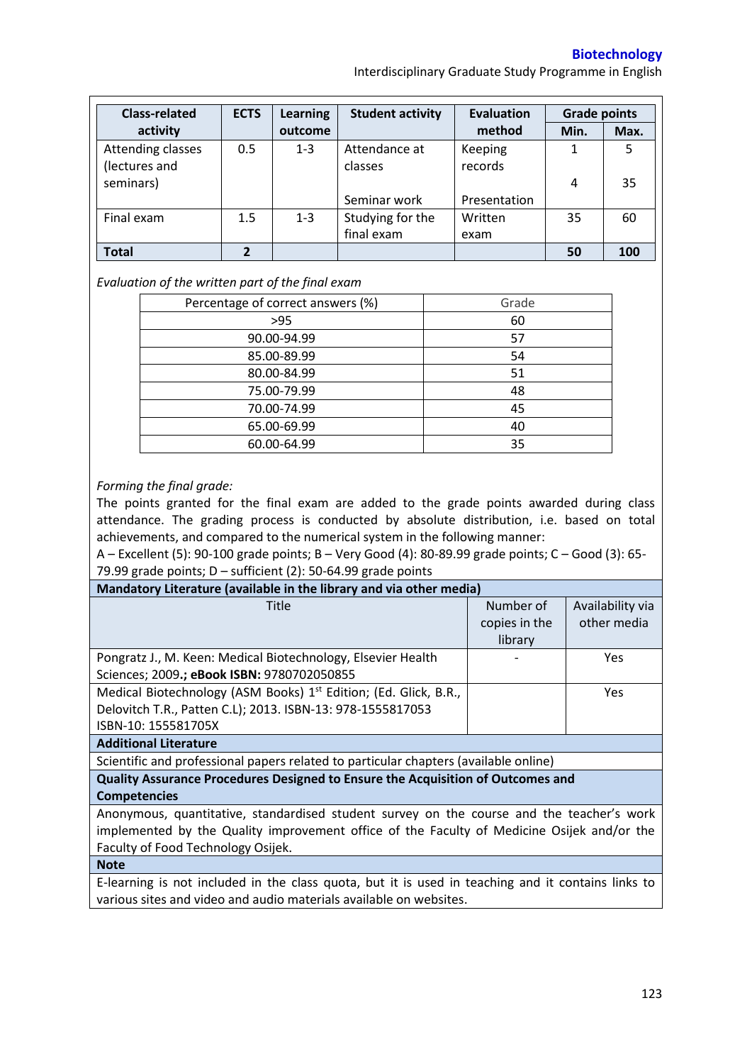| Class-related activity | ECTS | Learning outcome | Student activity | Evaluation method | Grade points | |
|---|---|---|---|---|---|---|
| | | | | | Min. | Max. |
| Attending classes (lectures and seminars) | 0.5 | 1-3 | Attendance at classes | Keeping records | 1 | 5 |
| | | | Seminar work | Presentation | 4 | 35 |
| Final exam | 1.5 | 1-3 | Studying for the final exam | Written exam | 35 | 60 |
| **Total** | **2** | | | | **50** | **100** |

*Evaluation of the written part of the final exam*

| Percentage of correct answers (%) | Grade |
|---|---|
| >95 | 60 |
| 90.00-94.99 | 57 |
| 85.00-89.99 | 54 |
| 80.00-84.99 | 51 |
| 75.00-79.99 | 48 |
| 70.00-74.99 | 45 |
| 65.00-69.99 | 40 |
| 60.00-64.99 | 35 |

*Forming the final grade:*

The points granted for the final exam are added to the grade points awarded during class attendance. The grading process is conducted by absolute distribution, i.e. based on total achievements, and compared to the numerical system in the following manner:

A – Excellent (5): 90-100 grade points; B – Very Good (4): 80-89.99 grade points; C – Good (3): 65-79.99 grade points; D – sufficient (2): 50-64.99 grade points

**Mandatory Literature (available in the library and via other media)**

| Title | Number of copies in the library | Availability via other media |
|---|---|---|
| Pongratz J., M. Keen: Medical Biotechnology, Elsevier Health Sciences; 2009.**; eBook ISBN:** 9780702050855 | - | Yes |
| Medical Biotechnology (ASM Books) 1st Edition; (Ed. Glick, B.R., Delovitch T.R., Patten C.L); 2013. ISBN-13: 978-1555817053 ISBN-10: 155581705X | | Yes |

**Additional Literature**

Scientific and professional papers related to particular chapters (available online)

**Quality Assurance Procedures Designed to Ensure the Acquisition of Outcomes and Competencies**

Anonymous, quantitative, standardised student survey on the course and the teacher's work implemented by the Quality improvement office of the Faculty of Medicine Osijek and/or the Faculty of Food Technology Osijek.

**Note**

E-learning is not included in the class quota, but it is used in teaching and it contains links to various sites and video and audio materials available on websites.